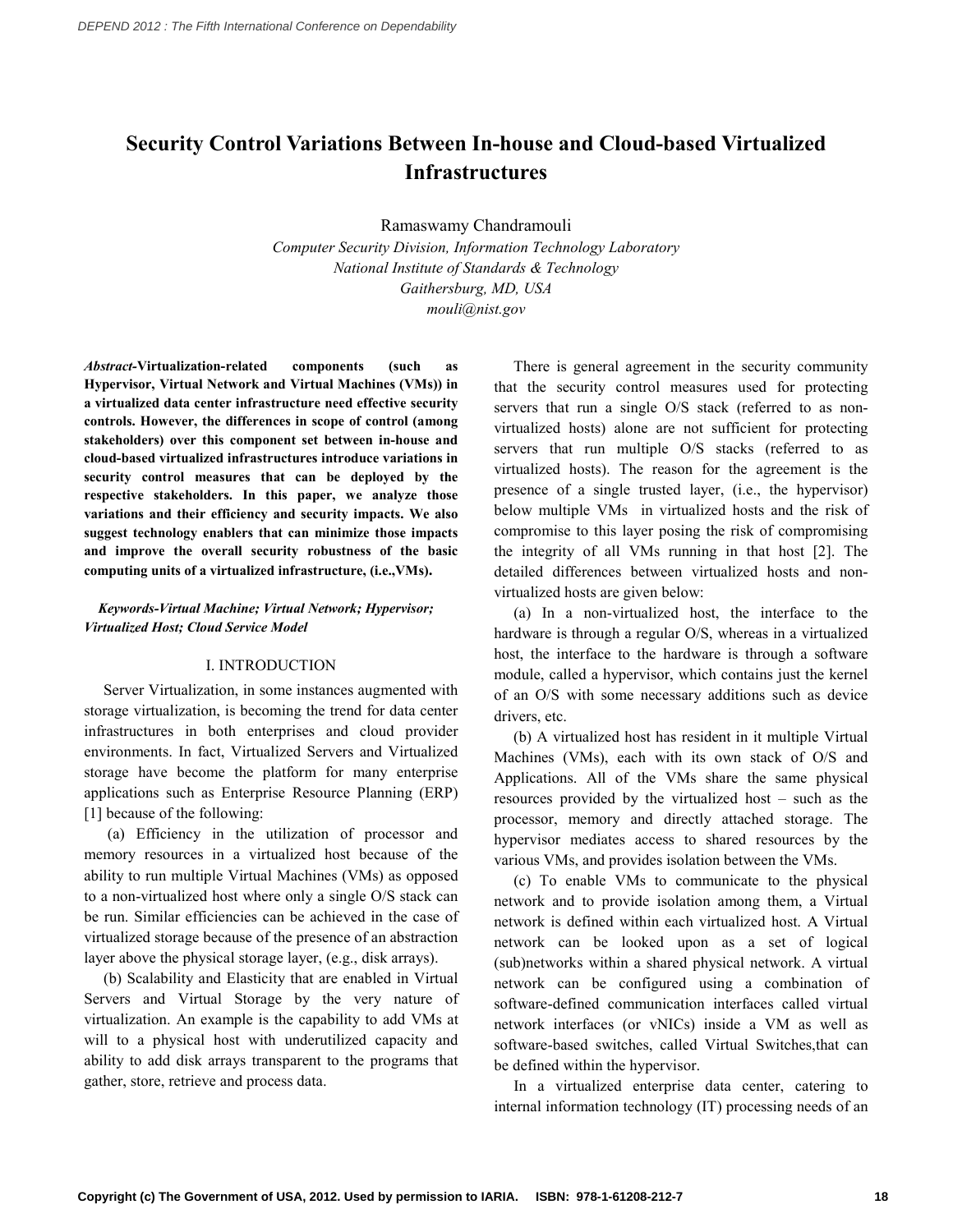# Security Control Variations Between In-house and Cloud-based Virtualized Infrastructures

Ramaswamy Chandramouli

*Computer Security Division, Information Technology Laboratory*
*National Institute of Standards & Technology*
*Gaithersburg, MD, USA*
*mouli@nist.gov*

***Abstract*-Virtualization-related components (such as Hypervisor, Virtual Network and Virtual Machines (VMs)) in a virtualized data center infrastructure need effective security controls. However, the differences in scope of control (among stakeholders) over this component set between in-house and cloud-based virtualized infrastructures introduce variations in security control measures that can be deployed by the respective stakeholders. In this paper, we analyze those variations and their efficiency and security impacts. We also suggest technology enablers that can minimize those impacts and improve the overall security robustness of the basic computing units of a virtualized infrastructure, (i.e.,VMs).**

***Keywords-Virtual Machine; Virtual Network; Hypervisor; Virtualized Host; Cloud Service Model***

## I. INTRODUCTION

Server Virtualization, in some instances augmented with storage virtualization, is becoming the trend for data center infrastructures in both enterprises and cloud provider environments. In fact, Virtualized Servers and Virtualized storage have become the platform for many enterprise applications such as Enterprise Resource Planning (ERP) [1] because of the following:

(a) Efficiency in the utilization of processor and memory resources in a virtualized host because of the ability to run multiple Virtual Machines (VMs) as opposed to a non-virtualized host where only a single O/S stack can be run. Similar efficiencies can be achieved in the case of virtualized storage because of the presence of an abstraction layer above the physical storage layer, (e.g., disk arrays).

(b) Scalability and Elasticity that are enabled in Virtual Servers and Virtual Storage by the very nature of virtualization. An example is the capability to add VMs at will to a physical host with underutilized capacity and ability to add disk arrays transparent to the programs that gather, store, retrieve and process data.

There is general agreement in the security community that the security control measures used for protecting servers that run a single O/S stack (referred to as non-virtualized hosts) alone are not sufficient for protecting servers that run multiple O/S stacks (referred to as virtualized hosts). The reason for the agreement is the presence of a single trusted layer, (i.e., the hypervisor) below multiple VMs in virtualized hosts and the risk of compromise to this layer posing the risk of compromising the integrity of all VMs running in that host [2]. The detailed differences between virtualized hosts and non-virtualized hosts are given below:

(a) In a non-virtualized host, the interface to the hardware is through a regular O/S, whereas in a virtualized host, the interface to the hardware is through a software module, called a hypervisor, which contains just the kernel of an O/S with some necessary additions such as device drivers, etc.

(b) A virtualized host has resident in it multiple Virtual Machines (VMs), each with its own stack of O/S and Applications. All of the VMs share the same physical resources provided by the virtualized host – such as the processor, memory and directly attached storage. The hypervisor mediates access to shared resources by the various VMs, and provides isolation between the VMs.

(c) To enable VMs to communicate to the physical network and to provide isolation among them, a Virtual network is defined within each virtualized host. A Virtual network can be looked upon as a set of logical (sub)networks within a shared physical network. A virtual network can be configured using a combination of software-defined communication interfaces called virtual network interfaces (or vNICs) inside a VM as well as software-based switches, called Virtual Switches,that can be defined within the hypervisor.

In a virtualized enterprise data center, catering to internal information technology (IT) processing needs of an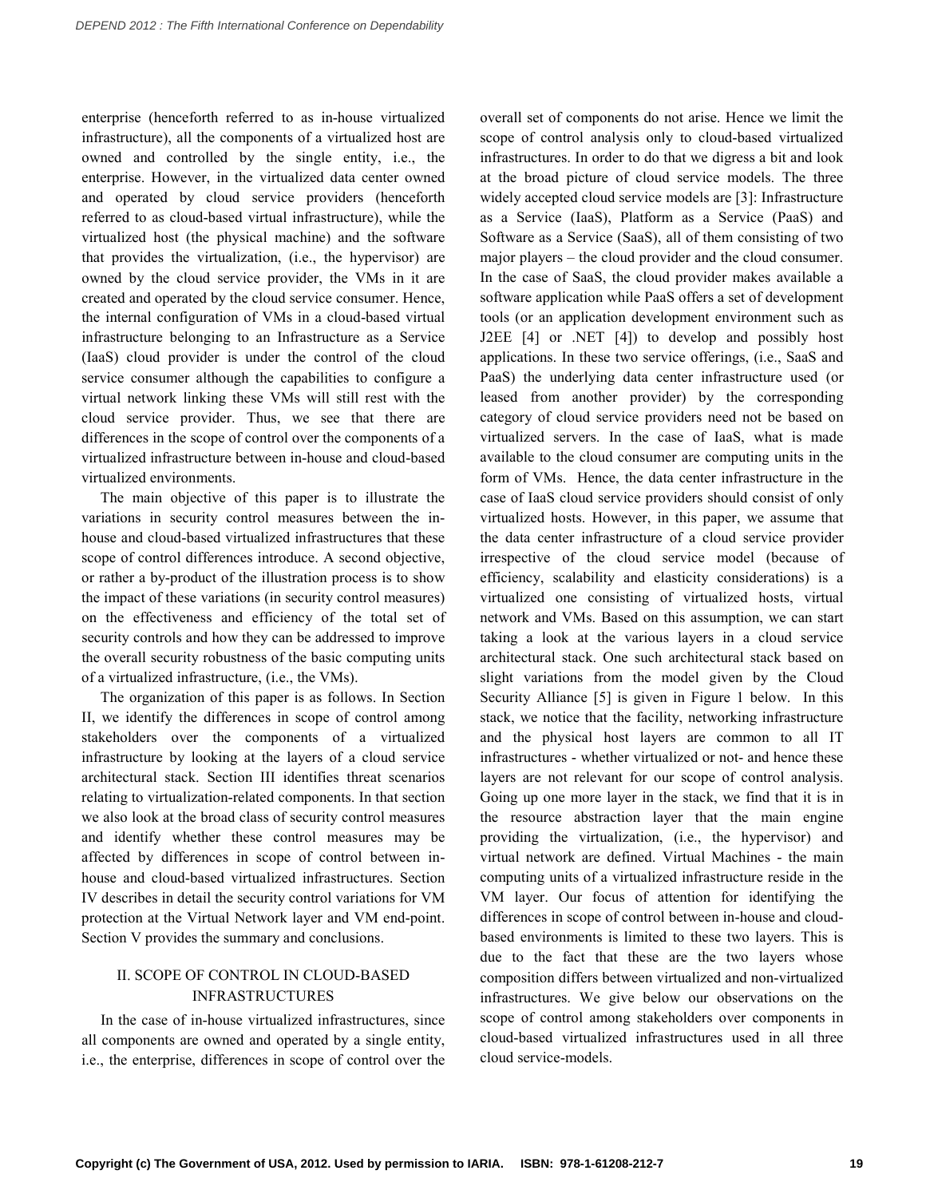enterprise (henceforth referred to as in-house virtualized infrastructure), all the components of a virtualized host are owned and controlled by the single entity, i.e., the enterprise. However, in the virtualized data center owned and operated by cloud service providers (henceforth referred to as cloud-based virtual infrastructure), while the virtualized host (the physical machine) and the software that provides the virtualization, (i.e., the hypervisor) are owned by the cloud service provider, the VMs in it are created and operated by the cloud service consumer. Hence, the internal configuration of VMs in a cloud-based virtual infrastructure belonging to an Infrastructure as a Service (IaaS) cloud provider is under the control of the cloud service consumer although the capabilities to configure a virtual network linking these VMs will still rest with the cloud service provider. Thus, we see that there are differences in the scope of control over the components of a virtualized infrastructure between in-house and cloud-based virtualized environments.

The main objective of this paper is to illustrate the variations in security control measures between the in-house and cloud-based virtualized infrastructures that these scope of control differences introduce. A second objective, or rather a by-product of the illustration process is to show the impact of these variations (in security control measures) on the effectiveness and efficiency of the total set of security controls and how they can be addressed to improve the overall security robustness of the basic computing units of a virtualized infrastructure, (i.e., the VMs).

The organization of this paper is as follows. In Section II, we identify the differences in scope of control among stakeholders over the components of a virtualized infrastructure by looking at the layers of a cloud service architectural stack. Section III identifies threat scenarios relating to virtualization-related components. In that section we also look at the broad class of security control measures and identify whether these control measures may be affected by differences in scope of control between in-house and cloud-based virtualized infrastructures. Section IV describes in detail the security control variations for VM protection at the Virtual Network layer and VM end-point. Section V provides the summary and conclusions.

## II. SCOPE OF CONTROL IN CLOUD-BASED INFRASTRUCTURES

In the case of in-house virtualized infrastructures, since all components are owned and operated by a single entity, i.e., the enterprise, differences in scope of control over the overall set of components do not arise. Hence we limit the scope of control analysis only to cloud-based virtualized infrastructures. In order to do that we digress a bit and look at the broad picture of cloud service models. The three widely accepted cloud service models are [3]: Infrastructure as a Service (IaaS), Platform as a Service (PaaS) and Software as a Service (SaaS), all of them consisting of two major players – the cloud provider and the cloud consumer. In the case of SaaS, the cloud provider makes available a software application while PaaS offers a set of development tools (or an application development environment such as J2EE [4] or .NET [4]) to develop and possibly host applications. In these two service offerings, (i.e., SaaS and PaaS) the underlying data center infrastructure used (or leased from another provider) by the corresponding category of cloud service providers need not be based on virtualized servers. In the case of IaaS, what is made available to the cloud consumer are computing units in the form of VMs. Hence, the data center infrastructure in the case of IaaS cloud service providers should consist of only virtualized hosts. However, in this paper, we assume that the data center infrastructure of a cloud service provider irrespective of the cloud service model (because of efficiency, scalability and elasticity considerations) is a virtualized one consisting of virtualized hosts, virtual network and VMs. Based on this assumption, we can start taking a look at the various layers in a cloud service architectural stack. One such architectural stack based on slight variations from the model given by the Cloud Security Alliance [5] is given in Figure 1 below. In this stack, we notice that the facility, networking infrastructure and the physical host layers are common to all IT infrastructures - whether virtualized or not- and hence these layers are not relevant for our scope of control analysis. Going up one more layer in the stack, we find that it is in the resource abstraction layer that the main engine providing the virtualization, (i.e., the hypervisor) and virtual network are defined. Virtual Machines - the main computing units of a virtualized infrastructure reside in the VM layer. Our focus of attention for identifying the differences in scope of control between in-house and cloud-based environments is limited to these two layers. This is due to the fact that these are the two layers whose composition differs between virtualized and non-virtualized infrastructures. We give below our observations on the scope of control among stakeholders over components in cloud-based virtualized infrastructures used in all three cloud service-models.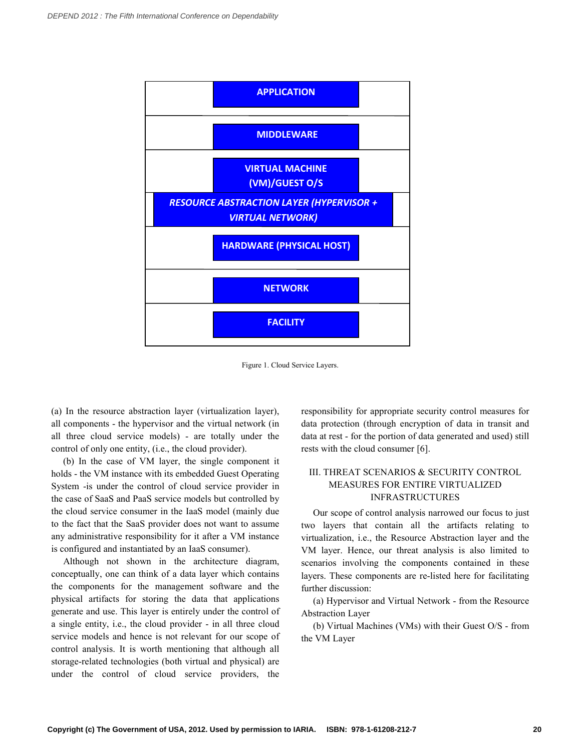| APPLICATION |
|---|
| MIDDLEWARE |
| VIRTUAL MACHINE (VM)/GUEST O/S |
| *RESOURCE ABSTRACTION LAYER (HYPERVISOR + VIRTUAL NETWORK)* |
| HARDWARE (PHYSICAL HOST) |
| NETWORK |
| FACILITY |

Figure 1. Cloud Service Layers.

(a) In the resource abstraction layer (virtualization layer), all components - the hypervisor and the virtual network (in all three cloud service models) - are totally under the control of only one entity, (i.e., the cloud provider).

(b) In the case of VM layer, the single component it holds - the VM instance with its embedded Guest Operating System -is under the control of cloud service provider in the case of SaaS and PaaS service models but controlled by the cloud service consumer in the IaaS model (mainly due to the fact that the SaaS provider does not want to assume any administrative responsibility for it after a VM instance is configured and instantiated by an IaaS consumer).

Although not shown in the architecture diagram, conceptually, one can think of a data layer which contains the components for the management software and the physical artifacts for storing the data that applications generate and use. This layer is entirely under the control of a single entity, i.e., the cloud provider - in all three cloud service models and hence is not relevant for our scope of control analysis. It is worth mentioning that although all storage-related technologies (both virtual and physical) are under the control of cloud service providers, the responsibility for appropriate security control measures for data protection (through encryption of data in transit and data at rest - for the portion of data generated and used) still rests with the cloud consumer [6].

## III. THREAT SCENARIOS & SECURITY CONTROL MEASURES FOR ENTIRE VIRTUALIZED INFRASTRUCTURES

Our scope of control analysis narrowed our focus to just two layers that contain all the artifacts relating to virtualization, i.e., the Resource Abstraction layer and the VM layer. Hence, our threat analysis is also limited to scenarios involving the components contained in these layers. These components are re-listed here for facilitating further discussion:

(a) Hypervisor and Virtual Network - from the Resource Abstraction Layer

(b) Virtual Machines (VMs) with their Guest O/S - from the VM Layer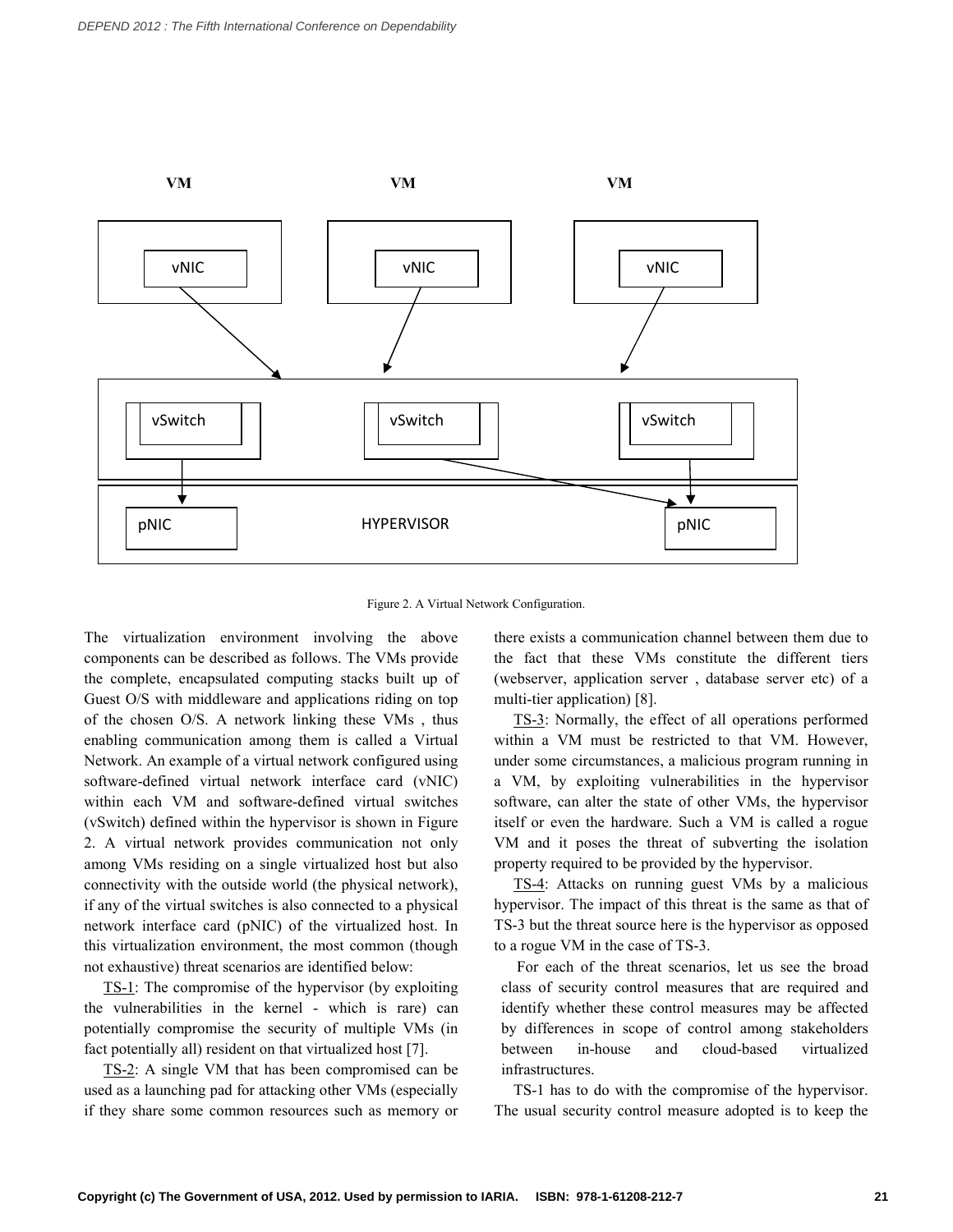Figure 2. A Virtual Network Configuration.

The virtualization environment involving the above components can be described as follows. The VMs provide the complete, encapsulated computing stacks built up of Guest O/S with middleware and applications riding on top of the chosen O/S. A network linking these VMs , thus enabling communication among them is called a Virtual Network. An example of a virtual network configured using software-defined virtual network interface card (vNIC) within each VM and software-defined virtual switches (vSwitch) defined within the hypervisor is shown in Figure 2. A virtual network provides communication not only among VMs residing on a single virtualized host but also connectivity with the outside world (the physical network), if any of the virtual switches is also connected to a physical network interface card (pNIC) of the virtualized host. In this virtualization environment, the most common (though not exhaustive) threat scenarios are identified below:

TS-1: The compromise of the hypervisor (by exploiting the vulnerabilities in the kernel - which is rare) can potentially compromise the security of multiple VMs (in fact potentially all) resident on that virtualized host [7].

TS-2: A single VM that has been compromised can be used as a launching pad for attacking other VMs (especially if they share some common resources such as memory or there exists a communication channel between them due to the fact that these VMs constitute the different tiers (webserver, application server , database server etc) of a multi-tier application) [8].

TS-3: Normally, the effect of all operations performed within a VM must be restricted to that VM. However, under some circumstances, a malicious program running in a VM, by exploiting vulnerabilities in the hypervisor software, can alter the state of other VMs, the hypervisor itself or even the hardware. Such a VM is called a rogue VM and it poses the threat of subverting the isolation property required to be provided by the hypervisor.

TS-4: Attacks on running guest VMs by a malicious hypervisor. The impact of this threat is the same as that of TS-3 but the threat source here is the hypervisor as opposed to a rogue VM in the case of TS-3.

For each of the threat scenarios, let us see the broad class of security control measures that are required and identify whether these control measures may be affected by differences in scope of control among stakeholders between in-house and cloud-based virtualized infrastructures.

TS-1 has to do with the compromise of the hypervisor. The usual security control measure adopted is to keep the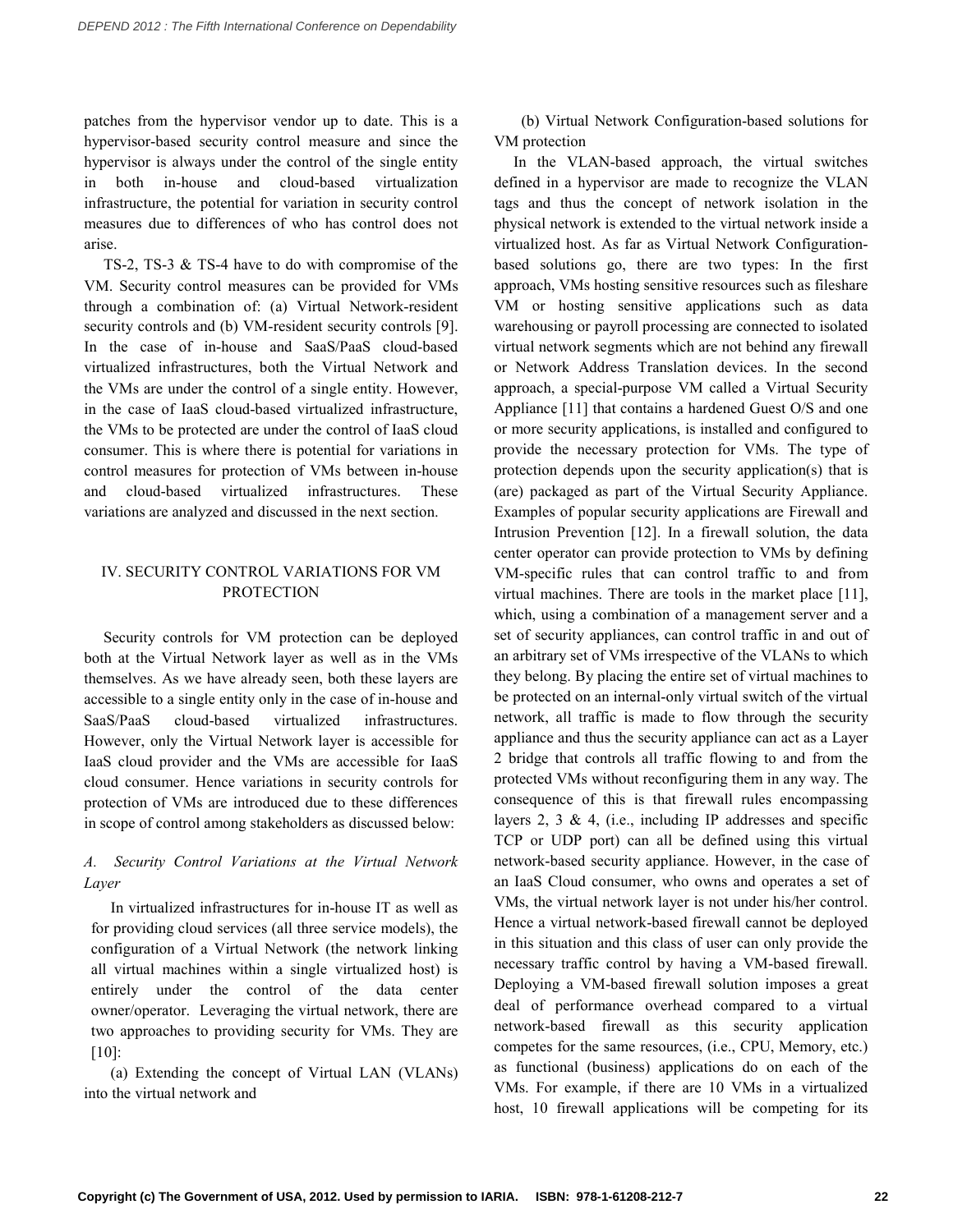patches from the hypervisor vendor up to date. This is a hypervisor-based security control measure and since the hypervisor is always under the control of the single entity in both in-house and cloud-based virtualization infrastructure, the potential for variation in security control measures due to differences of who has control does not arise.

TS-2, TS-3 & TS-4 have to do with compromise of the VM. Security control measures can be provided for VMs through a combination of: (a) Virtual Network-resident security controls and (b) VM-resident security controls [9]. In the case of in-house and SaaS/PaaS cloud-based virtualized infrastructures, both the Virtual Network and the VMs are under the control of a single entity. However, in the case of IaaS cloud-based virtualized infrastructure, the VMs to be protected are under the control of IaaS cloud consumer. This is where there is potential for variations in control measures for protection of VMs between in-house and cloud-based virtualized infrastructures. These variations are analyzed and discussed in the next section.

## IV. SECURITY CONTROL VARIATIONS FOR VM PROTECTION

Security controls for VM protection can be deployed both at the Virtual Network layer as well as in the VMs themselves. As we have already seen, both these layers are accessible to a single entity only in the case of in-house and SaaS/PaaS cloud-based virtualized infrastructures. However, only the Virtual Network layer is accessible for IaaS cloud provider and the VMs are accessible for IaaS cloud consumer. Hence variations in security controls for protection of VMs are introduced due to these differences in scope of control among stakeholders as discussed below:

### *A. Security Control Variations at the Virtual Network Layer*

In virtualized infrastructures for in-house IT as well as for providing cloud services (all three service models), the configuration of a Virtual Network (the network linking all virtual machines within a single virtualized host) is entirely under the control of the data center owner/operator. Leveraging the virtual network, there are two approaches to providing security for VMs. They are [10]:

(a) Extending the concept of Virtual LAN (VLANs) into the virtual network and

(b) Virtual Network Configuration-based solutions for VM protection

In the VLAN-based approach, the virtual switches defined in a hypervisor are made to recognize the VLAN tags and thus the concept of network isolation in the physical network is extended to the virtual network inside a virtualized host. As far as Virtual Network Configuration-based solutions go, there are two types: In the first approach, VMs hosting sensitive resources such as fileshare VM or hosting sensitive applications such as data warehousing or payroll processing are connected to isolated virtual network segments which are not behind any firewall or Network Address Translation devices. In the second approach, a special-purpose VM called a Virtual Security Appliance [11] that contains a hardened Guest O/S and one or more security applications, is installed and configured to provide the necessary protection for VMs. The type of protection depends upon the security application(s) that is (are) packaged as part of the Virtual Security Appliance. Examples of popular security applications are Firewall and Intrusion Prevention [12]. In a firewall solution, the data center operator can provide protection to VMs by defining VM-specific rules that can control traffic to and from virtual machines. There are tools in the market place [11], which, using a combination of a management server and a set of security appliances, can control traffic in and out of an arbitrary set of VMs irrespective of the VLANs to which they belong. By placing the entire set of virtual machines to be protected on an internal-only virtual switch of the virtual network, all traffic is made to flow through the security appliance and thus the security appliance can act as a Layer 2 bridge that controls all traffic flowing to and from the protected VMs without reconfiguring them in any way. The consequence of this is that firewall rules encompassing layers 2, 3 & 4, (i.e., including IP addresses and specific TCP or UDP port) can all be defined using this virtual network-based security appliance. However, in the case of an IaaS Cloud consumer, who owns and operates a set of VMs, the virtual network layer is not under his/her control. Hence a virtual network-based firewall cannot be deployed in this situation and this class of user can only provide the necessary traffic control by having a VM-based firewall. Deploying a VM-based firewall solution imposes a great deal of performance overhead compared to a virtual network-based firewall as this security application competes for the same resources, (i.e., CPU, Memory, etc.) as functional (business) applications do on each of the VMs. For example, if there are 10 VMs in a virtualized host, 10 firewall applications will be competing for its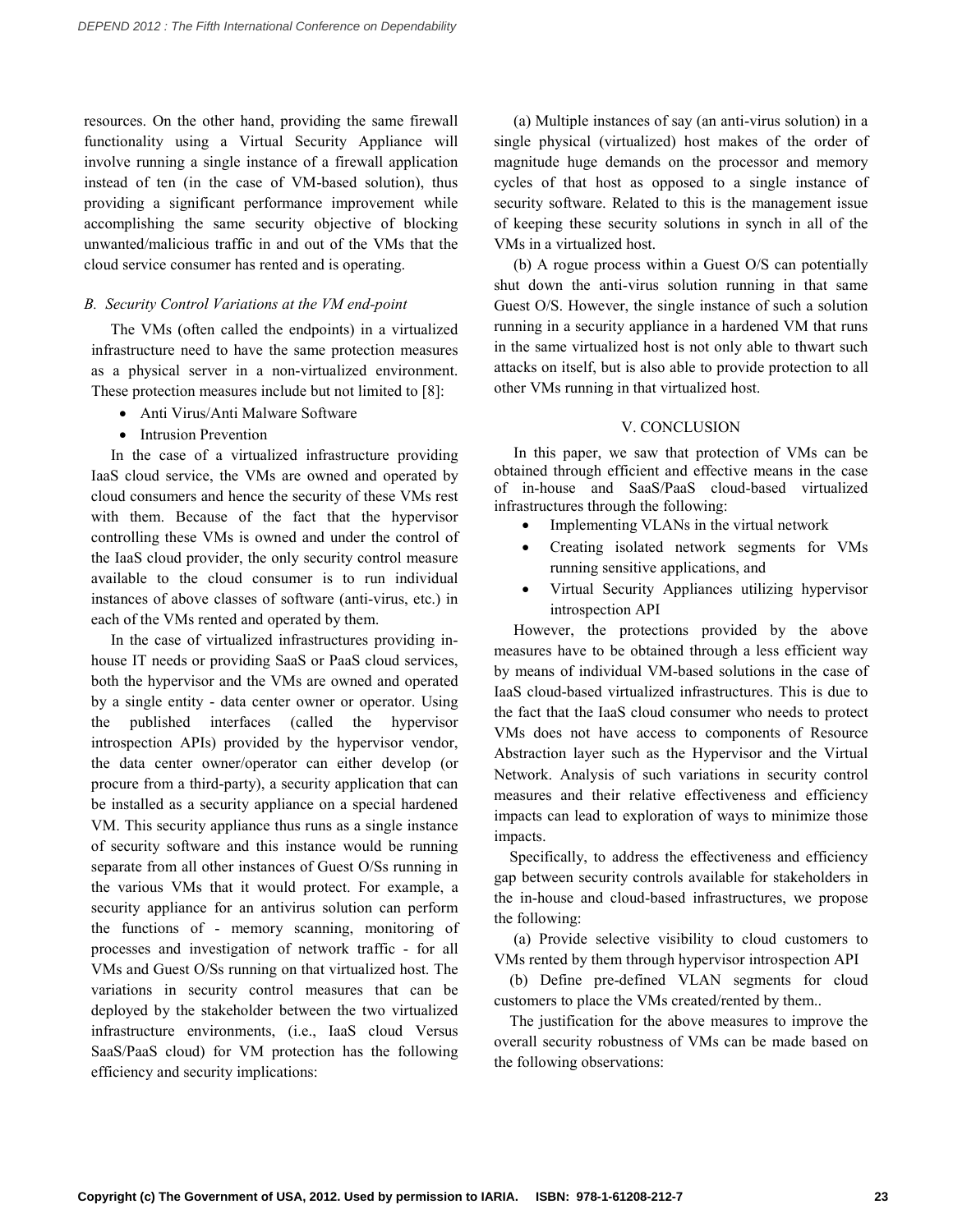resources. On the other hand, providing the same firewall functionality using a Virtual Security Appliance will involve running a single instance of a firewall application instead of ten (in the case of VM-based solution), thus providing a significant performance improvement while accomplishing the same security objective of blocking unwanted/malicious traffic in and out of the VMs that the cloud service consumer has rented and is operating.

### *B. Security Control Variations at the VM end-point*

The VMs (often called the endpoints) in a virtualized infrastructure need to have the same protection measures as a physical server in a non-virtualized environment. These protection measures include but not limited to [8]:

- Anti Virus/Anti Malware Software
- Intrusion Prevention

In the case of a virtualized infrastructure providing IaaS cloud service, the VMs are owned and operated by cloud consumers and hence the security of these VMs rest with them. Because of the fact that the hypervisor controlling these VMs is owned and under the control of the IaaS cloud provider, the only security control measure available to the cloud consumer is to run individual instances of above classes of software (anti-virus, etc.) in each of the VMs rented and operated by them.

In the case of virtualized infrastructures providing in-house IT needs or providing SaaS or PaaS cloud services, both the hypervisor and the VMs are owned and operated by a single entity - data center owner or operator. Using the published interfaces (called the hypervisor introspection APIs) provided by the hypervisor vendor, the data center owner/operator can either develop (or procure from a third-party), a security application that can be installed as a security appliance on a special hardened VM. This security appliance thus runs as a single instance of security software and this instance would be running separate from all other instances of Guest O/Ss running in the various VMs that it would protect. For example, a security appliance for an antivirus solution can perform the functions of - memory scanning, monitoring of processes and investigation of network traffic - for all VMs and Guest O/Ss running on that virtualized host. The variations in security control measures that can be deployed by the stakeholder between the two virtualized infrastructure environments, (i.e., IaaS cloud Versus SaaS/PaaS cloud) for VM protection has the following efficiency and security implications:

(a) Multiple instances of say (an anti-virus solution) in a single physical (virtualized) host makes of the order of magnitude huge demands on the processor and memory cycles of that host as opposed to a single instance of security software. Related to this is the management issue of keeping these security solutions in synch in all of the VMs in a virtualized host.

(b) A rogue process within a Guest O/S can potentially shut down the anti-virus solution running in that same Guest O/S. However, the single instance of such a solution running in a security appliance in a hardened VM that runs in the same virtualized host is not only able to thwart such attacks on itself, but is also able to provide protection to all other VMs running in that virtualized host.

## V. CONCLUSION

In this paper, we saw that protection of VMs can be obtained through efficient and effective means in the case of in-house and SaaS/PaaS cloud-based virtualized infrastructures through the following:

- Implementing VLANs in the virtual network
- Creating isolated network segments for VMs running sensitive applications, and
- Virtual Security Appliances utilizing hypervisor introspection API

However, the protections provided by the above measures have to be obtained through a less efficient way by means of individual VM-based solutions in the case of IaaS cloud-based virtualized infrastructures. This is due to the fact that the IaaS cloud consumer who needs to protect VMs does not have access to components of Resource Abstraction layer such as the Hypervisor and the Virtual Network. Analysis of such variations in security control measures and their relative effectiveness and efficiency impacts can lead to exploration of ways to minimize those impacts.

Specifically, to address the effectiveness and efficiency gap between security controls available for stakeholders in the in-house and cloud-based infrastructures, we propose the following:

(a) Provide selective visibility to cloud customers to VMs rented by them through hypervisor introspection API

(b) Define pre-defined VLAN segments for cloud customers to place the VMs created/rented by them..

The justification for the above measures to improve the overall security robustness of VMs can be made based on the following observations: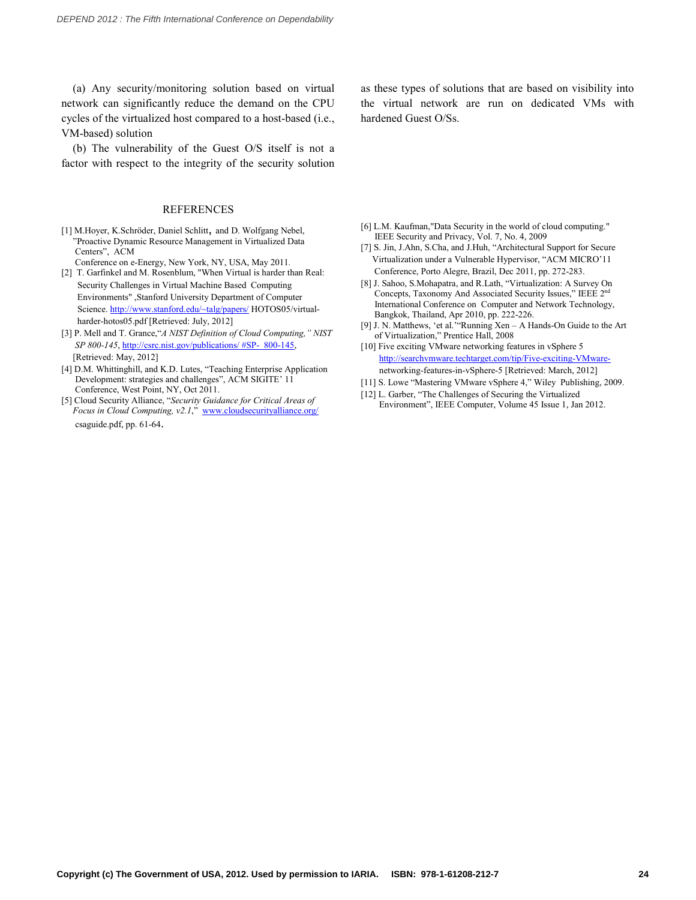(a) Any security/monitoring solution based on virtual network can significantly reduce the demand on the CPU cycles of the virtualized host compared to a host-based (i.e., VM-based) solution

(b) The vulnerability of the Guest O/S itself is not a factor with respect to the integrity of the security solution as these types of solutions that are based on visibility into the virtual network are run on dedicated VMs with hardened Guest O/Ss.

## REFERENCES

[1] M.Hoyer, K.Schröder, Daniel Schlitt, and D. Wolfgang Nebel, "Proactive Dynamic Resource Management in Virtualized Data Centers", ACM Conference on e-Energy, New York, NY, USA, May 2011.

[2] T. Garfinkel and M. Rosenblum, "When Virtual is harder than Real: Security Challenges in Virtual Machine Based Computing Environments" ,Stanford University Department of Computer Science. http://www.stanford.edu/~talg/papers/ HOTOS05/virtual-harder-hotos05.pdf [Retrieved: July, 2012]

[3] P. Mell and T. Grance,"*A NIST Definition of Cloud Computing," NIST SP 800-145*, http://csrc.nist.gov/publications/ #SP- 800-145, [Retrieved: May, 2012]

[4] D.M. Whittinghill, and K.D. Lutes, "Teaching Enterprise Application Development: strategies and challenges", ACM SIGITE' 11 Conference, West Point, NY, Oct 2011.

[5] Cloud Security Alliance, "*Security Guidance for Critical Areas of Focus in Cloud Computing, v2.1*," www.cloudsecurityalliance.org/ csaguide.pdf, pp. 61-64.

[6] L.M. Kaufman,"Data Security in the world of cloud computing." IEEE Security and Privacy, Vol. 7, No. 4, 2009

[7] S. Jin, J.Ahn, S.Cha, and J.Huh, "Architectural Support for Secure Virtualization under a Vulnerable Hypervisor, "ACM MICRO'11 Conference, Porto Alegre, Brazil, Dec 2011, pp. 272-283.

[8] J. Sahoo, S.Mohapatra, and R.Lath, "Virtualization: A Survey On Concepts, Taxonomy And Associated Security Issues," IEEE 2nd International Conference on Computer and Network Technology, Bangkok, Thailand, Apr 2010, pp. 222-226.

[9] J. N. Matthews, 'et al.'"Running Xen – A Hands-On Guide to the Art of Virtualization," Prentice Hall, 2008

[10] Five exciting VMware networking features in vSphere 5 http://searchvmware.techtarget.com/tip/Five-exciting-VMware-networking-features-in-vSphere-5 [Retrieved: March, 2012]

[11] S. Lowe "Mastering VMware vSphere 4," Wiley Publishing, 2009.

[12] L. Garber, "The Challenges of Securing the Virtualized Environment", IEEE Computer, Volume 45 Issue 1, Jan 2012.